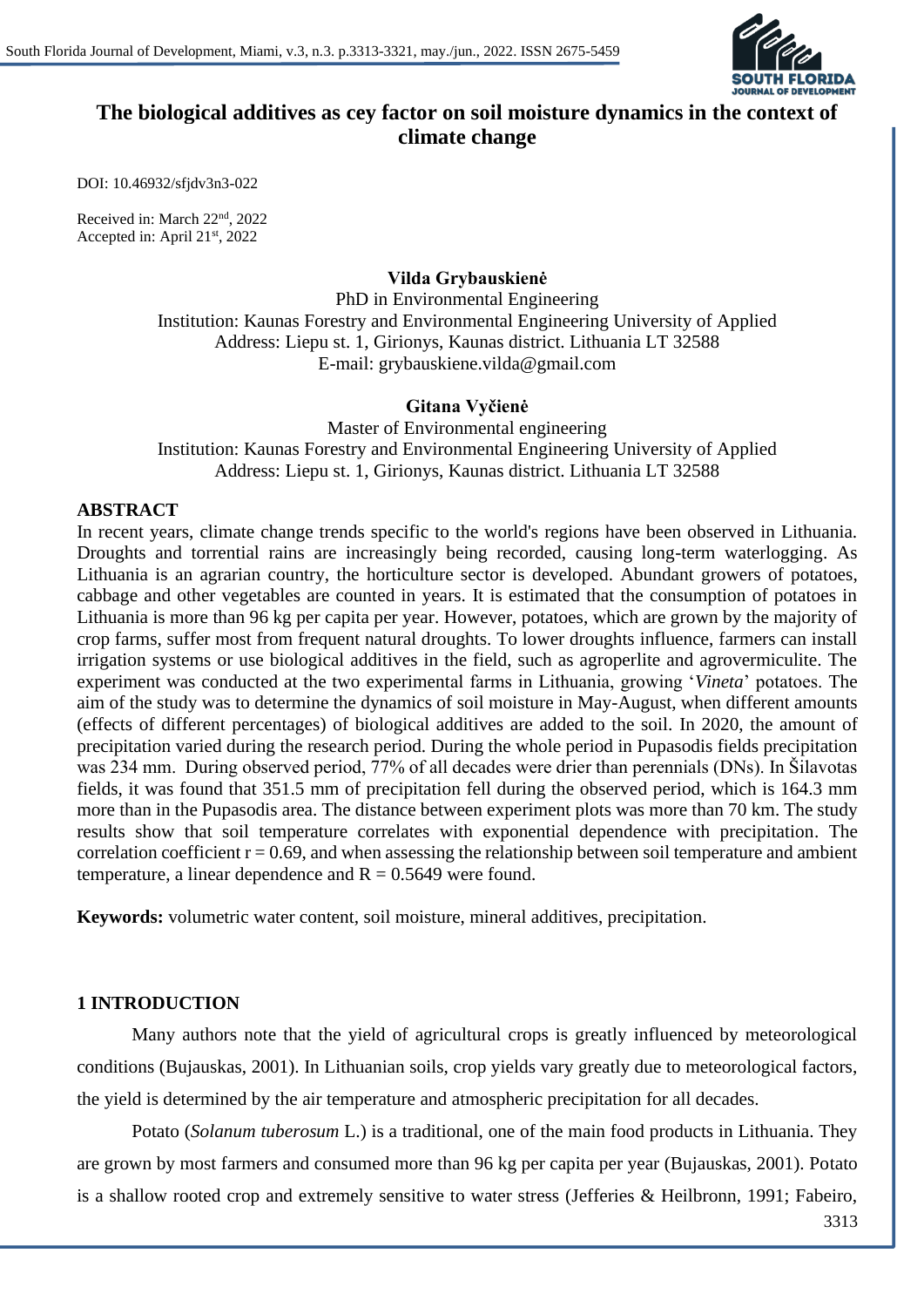# The biological additives as cey factor on soil moisture dynamics in the context of climate change

DOI: 10.46932/sfjdv3n3-022

Received in: March 22nd, 2022
Accepted in: April 21st, 2022

**Vilda Grybauskienė**
PhD in Environmental Engineering
Institution: Kaunas Forestry and Environmental Engineering University of Applied
Address: Liepu st. 1, Girionys, Kaunas district. Lithuania LT 32588
E-mail: grybauskiene.vilda@gmail.com

**Gitana Vyčienė**
Master of Environmental engineering
Institution: Kaunas Forestry and Environmental Engineering University of Applied
Address: Liepu st. 1, Girionys, Kaunas district. Lithuania LT 32588

## ABSTRACT

In recent years, climate change trends specific to the world's regions have been observed in Lithuania. Droughts and torrential rains are increasingly being recorded, causing long-term waterlogging. As Lithuania is an agrarian country, the horticulture sector is developed. Abundant growers of potatoes, cabbage and other vegetables are counted in years. It is estimated that the consumption of potatoes in Lithuania is more than 96 kg per capita per year. However, potatoes, which are grown by the majority of crop farms, suffer most from frequent natural droughts. To lower droughts influence, farmers can install irrigation systems or use biological additives in the field, such as agroperlite and agrovermiculite. The experiment was conducted at the two experimental farms in Lithuania, growing '*Vineta*' potatoes. The aim of the study was to determine the dynamics of soil moisture in May-August, when different amounts (effects of different percentages) of biological additives are added to the soil. In 2020, the amount of precipitation varied during the research period. During the whole period in Pupasodis fields precipitation was 234 mm. During observed period, 77% of all decades were drier than perennials (DNs). In Šilavotas fields, it was found that 351.5 mm of precipitation fell during the observed period, which is 164.3 mm more than in the Pupasodis area. The distance between experiment plots was more than 70 km. The study results show that soil temperature correlates with exponential dependence with precipitation. The correlation coefficient $r = 0.69$, and when assessing the relationship between soil temperature and ambient temperature, a linear dependence and $R = 0.5649$ were found.

**Keywords:** volumetric water content, soil moisture, mineral additives, precipitation.

## 1 INTRODUCTION

Many authors note that the yield of agricultural crops is greatly influenced by meteorological conditions (Bujauskas, 2001). In Lithuanian soils, crop yields vary greatly due to meteorological factors, the yield is determined by the air temperature and atmospheric precipitation for all decades.

Potato (*Solanum tuberosum* L.) is a traditional, one of the main food products in Lithuania. They are grown by most farmers and consumed more than 96 kg per capita per year (Bujauskas, 2001). Potato is a shallow rooted crop and extremely sensitive to water stress (Jefferies & Heilbronn, 1991; Fabeiro,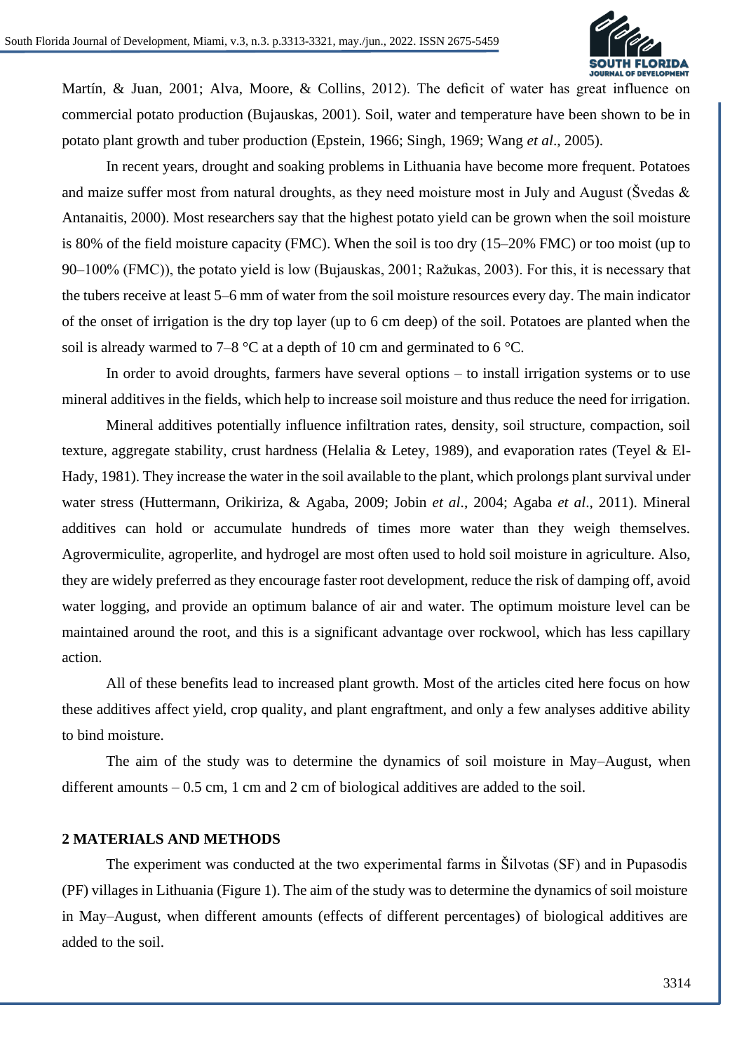Martín, & Juan, 2001; Alva, Moore, & Collins, 2012). The deficit of water has great influence on commercial potato production (Bujauskas, 2001). Soil, water and temperature have been shown to be in potato plant growth and tuber production (Epstein, 1966; Singh, 1969; Wang *et al*., 2005).

In recent years, drought and soaking problems in Lithuania have become more frequent. Potatoes and maize suffer most from natural droughts, as they need moisture most in July and August (Švedas & Antanaitis, 2000). Most researchers say that the highest potato yield can be grown when the soil moisture is 80% of the field moisture capacity (FMC). When the soil is too dry (15–20% FMC) or too moist (up to 90–100% (FMC)), the potato yield is low (Bujauskas, 2001; Ražukas, 2003). For this, it is necessary that the tubers receive at least 5–6 mm of water from the soil moisture resources every day. The main indicator of the onset of irrigation is the dry top layer (up to 6 cm deep) of the soil. Potatoes are planted when the soil is already warmed to 7–8 °C at a depth of 10 cm and germinated to 6 °C.

In order to avoid droughts, farmers have several options – to install irrigation systems or to use mineral additives in the fields, which help to increase soil moisture and thus reduce the need for irrigation.

Mineral additives potentially influence infiltration rates, density, soil structure, compaction, soil texture, aggregate stability, crust hardness (Helalia & Letey, 1989), and evaporation rates (Teyel & El-Hady, 1981). They increase the water in the soil available to the plant, which prolongs plant survival under water stress (Huttermann, Orikiriza, & Agaba, 2009; Jobin *et al*., 2004; Agaba *et al*., 2011). Mineral additives can hold or accumulate hundreds of times more water than they weigh themselves. Agrovermiculite, agroperlite, and hydrogel are most often used to hold soil moisture in agriculture. Also, they are widely preferred as they encourage faster root development, reduce the risk of damping off, avoid water logging, and provide an optimum balance of air and water. The optimum moisture level can be maintained around the root, and this is a significant advantage over rockwool, which has less capillary action.

All of these benefits lead to increased plant growth. Most of the articles cited here focus on how these additives affect yield, crop quality, and plant engraftment, and only a few analyses additive ability to bind moisture.

The aim of the study was to determine the dynamics of soil moisture in May–August, when different amounts – 0.5 cm, 1 cm and 2 cm of biological additives are added to the soil.

## 2 MATERIALS AND METHODS

The experiment was conducted at the two experimental farms in Šilvotas (SF) and in Pupasodis (PF) villages in Lithuania (Figure 1). The aim of the study was to determine the dynamics of soil moisture in May–August, when different amounts (effects of different percentages) of biological additives are added to the soil.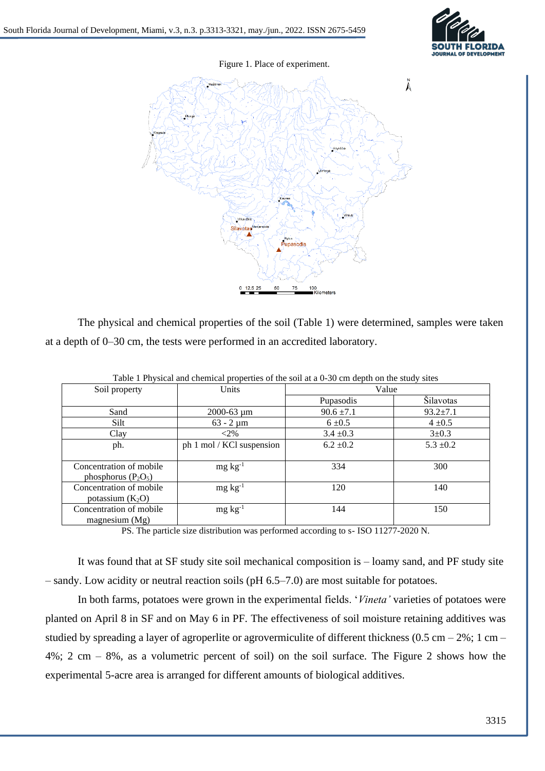Figure 1. Place of experiment.

The physical and chemical properties of the soil (Table 1) were determined, samples were taken at a depth of 0–30 cm, the tests were performed in an accredited laboratory.

Table 1 Physical and chemical properties of the soil at a 0-30 cm depth on the study sites

| Soil property | Units | Value | |
|---|---|---|---|
| | | Pupasodis | Šilavotas |
| Sand | 2000-63 µm | 90.6 ±7.1 | 93.2±7.1 |
| Silt | 63 - 2 µm | 6 ±0.5 | 4 ±0.5 |
| Clay | <2% | 3.4 ±0.3 | 3±0.3 |
| ph. | ph 1 mol / KCl suspension | 6.2 ±0.2 | 5.3 ±0.2 |
| Concentration of mobile phosphorus ($P_2O_5$) | mg $kg^{-1}$ | 334 | 300 |
| Concentration of mobile potassium ($K_2O$) | mg $kg^{-1}$ | 120 | 140 |
| Concentration of mobile magnesium (Mg) | mg $kg^{-1}$ | 144 | 150 |

PS. The particle size distribution was performed according to s- ISO 11277-2020 N.

It was found that at SF study site soil mechanical composition is – loamy sand, and PF study site – sandy. Low acidity or neutral reaction soils (pH 6.5–7.0) are most suitable for potatoes.

In both farms, potatoes were grown in the experimental fields. '*Vineta'* varieties of potatoes were planted on April 8 in SF and on May 6 in PF. The effectiveness of soil moisture retaining additives was studied by spreading a layer of agroperlite or agrovermiculite of different thickness (0.5 cm – 2%; 1 cm – 4%; 2 cm – 8%, as a volumetric percent of soil) on the soil surface. The Figure 2 shows how the experimental 5-acre area is arranged for different amounts of biological additives.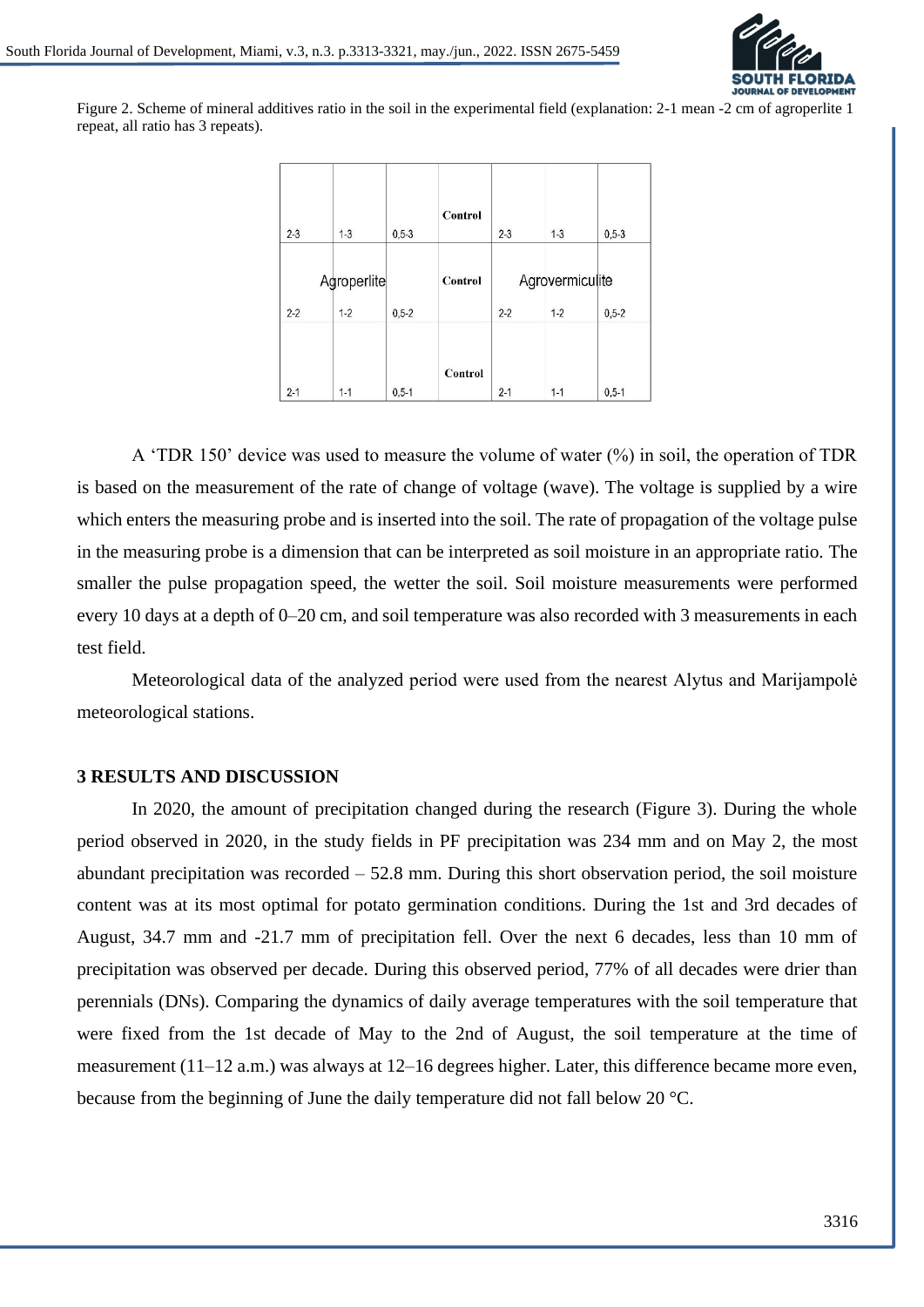Figure 2. Scheme of mineral additives ratio in the soil in the experimental field (explanation: 2-1 mean -2 cm of agroperlite 1 repeat, all ratio has 3 repeats).

| Agroperlite | | | | Agrovermiculite | | |
|---|---|---|---|---|---|---|
| 2-3 | 1-3 | 0,5-3 | Control | 2-3 | 1-3 | 0,5-3 |
| 2-2 | 1-2 | 0,5-2 | Control | 2-2 | 1-2 | 0,5-2 |
| 2-1 | 1-1 | 0,5-1 | Control | 2-1 | 1-1 | 0,5-1 |

A 'TDR 150' device was used to measure the volume of water (%) in soil, the operation of TDR is based on the measurement of the rate of change of voltage (wave). The voltage is supplied by a wire which enters the measuring probe and is inserted into the soil. The rate of propagation of the voltage pulse in the measuring probe is a dimension that can be interpreted as soil moisture in an appropriate ratio. The smaller the pulse propagation speed, the wetter the soil. Soil moisture measurements were performed every 10 days at a depth of 0–20 cm, and soil temperature was also recorded with 3 measurements in each test field.

Meteorological data of the analyzed period were used from the nearest Alytus and Marijampolė meteorological stations.

## 3 RESULTS AND DISCUSSION

In 2020, the amount of precipitation changed during the research (Figure 3). During the whole period observed in 2020, in the study fields in PF precipitation was 234 mm and on May 2, the most abundant precipitation was recorded – 52.8 mm. During this short observation period, the soil moisture content was at its most optimal for potato germination conditions. During the 1st and 3rd decades of August, 34.7 mm and -21.7 mm of precipitation fell. Over the next 6 decades, less than 10 mm of precipitation was observed per decade. During this observed period, 77% of all decades were drier than perennials (DNs). Comparing the dynamics of daily average temperatures with the soil temperature that were fixed from the 1st decade of May to the 2nd of August, the soil temperature at the time of measurement (11–12 a.m.) was always at 12–16 degrees higher. Later, this difference became more even, because from the beginning of June the daily temperature did not fall below 20 °C.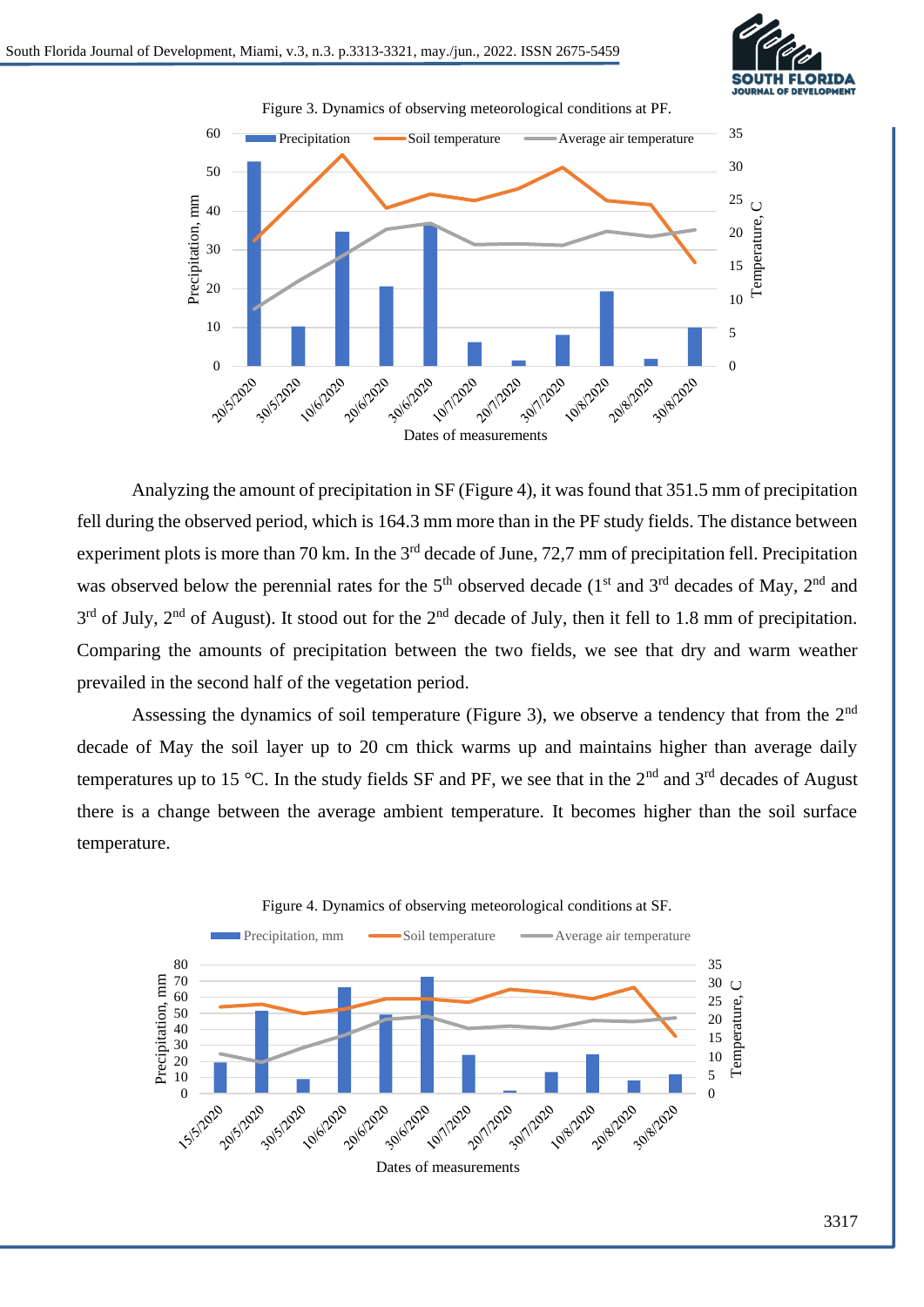Figure 3. Dynamics of observing meteorological conditions at PF.

Analyzing the amount of precipitation in SF (Figure 4), it was found that 351.5 mm of precipitation fell during the observed period, which is 164.3 mm more than in the PF study fields. The distance between experiment plots is more than 70 km. In the 3rd decade of June, 72,7 mm of precipitation fell. Precipitation was observed below the perennial rates for the 5th observed decade (1st and 3rd decades of May, 2nd and 3rd of July, 2nd of August). It stood out for the 2nd decade of July, then it fell to 1.8 mm of precipitation. Comparing the amounts of precipitation between the two fields, we see that dry and warm weather prevailed in the second half of the vegetation period.

Assessing the dynamics of soil temperature (Figure 3), we observe a tendency that from the 2nd decade of May the soil layer up to 20 cm thick warms up and maintains higher than average daily temperatures up to 15 °C. In the study fields SF and PF, we see that in the 2nd and 3rd decades of August there is a change between the average ambient temperature. It becomes higher than the soil surface temperature.

Figure 4. Dynamics of observing meteorological conditions at SF.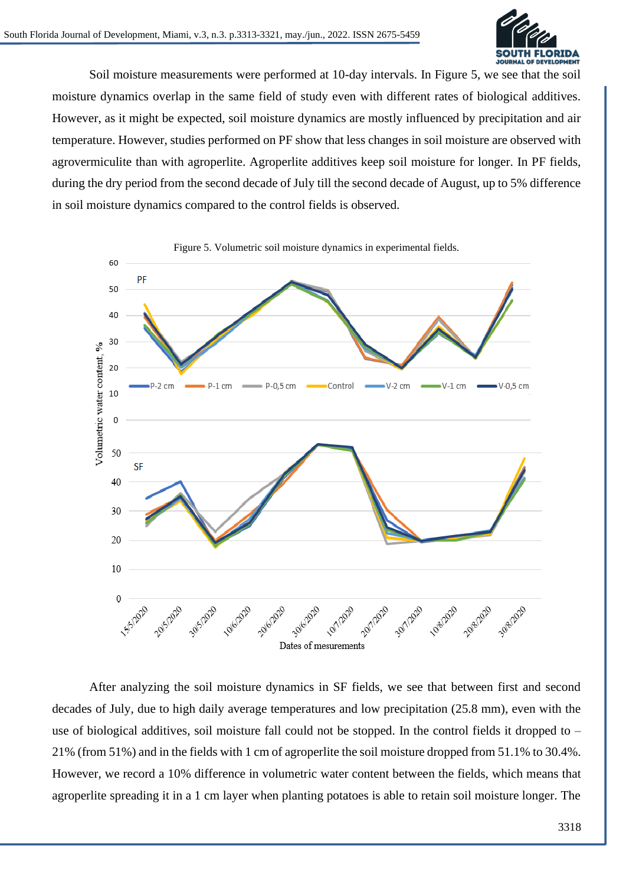Soil moisture measurements were performed at 10-day intervals. In Figure 5, we see that the soil moisture dynamics overlap in the same field of study even with different rates of biological additives. However, as it might be expected, soil moisture dynamics are mostly influenced by precipitation and air temperature. However, studies performed on PF show that less changes in soil moisture are observed with agrovermiculite than with agroperlite. Agroperlite additives keep soil moisture for longer. In PF fields, during the dry period from the second decade of July till the second decade of August, up to 5% difference in soil moisture dynamics compared to the control fields is observed.

Figure 5. Volumetric soil moisture dynamics in experimental fields.

After analyzing the soil moisture dynamics in SF fields, we see that between first and second decades of July, due to high daily average temperatures and low precipitation (25.8 mm), even with the use of biological additives, soil moisture fall could not be stopped. In the control fields it dropped to – 21% (from 51%) and in the fields with 1 cm of agroperlite the soil moisture dropped from 51.1% to 30.4%. However, we record a 10% difference in volumetric water content between the fields, which means that agroperlite spreading it in a 1 cm layer when planting potatoes is able to retain soil moisture longer. The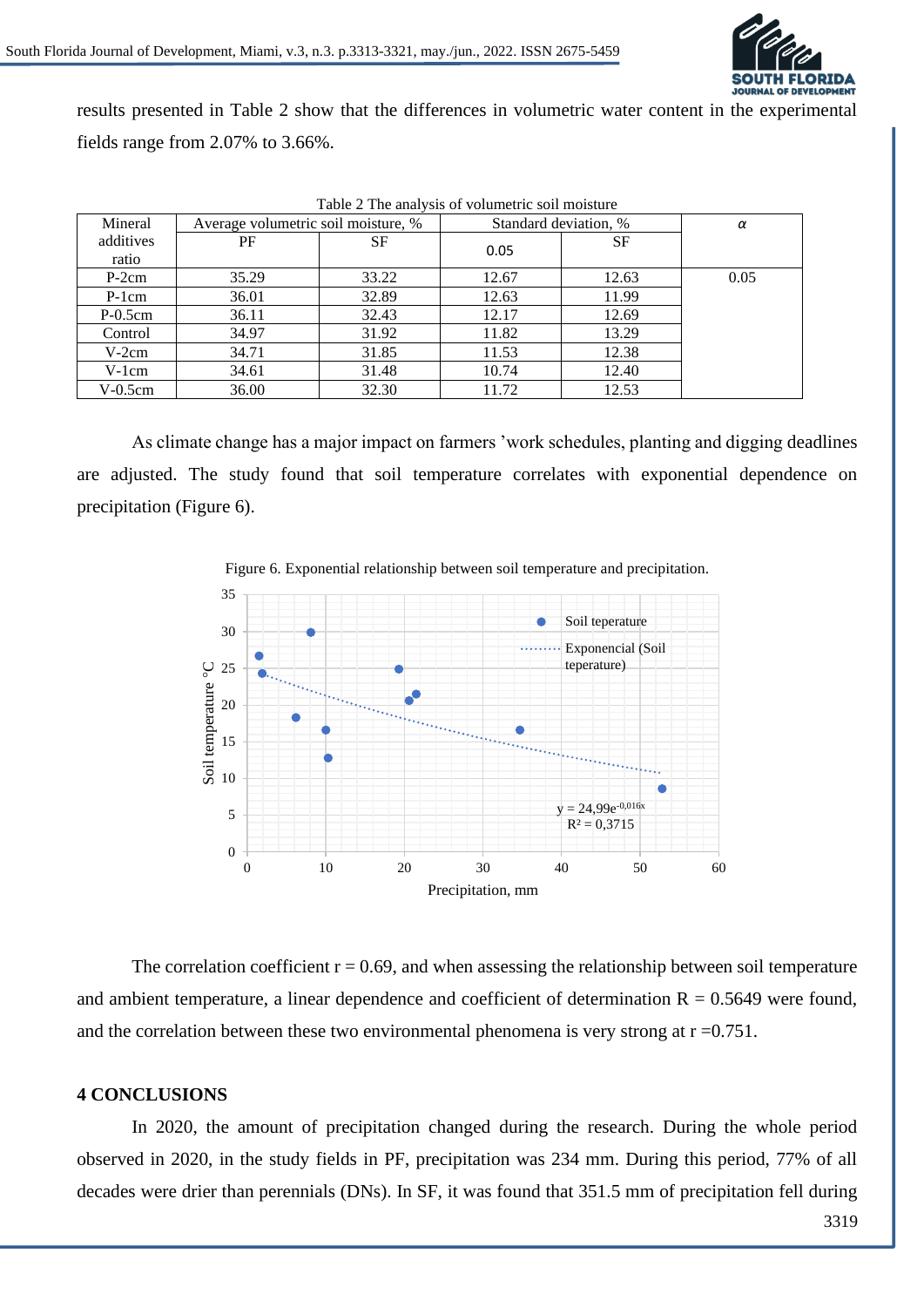results presented in Table 2 show that the differences in volumetric water content in the experimental fields range from 2.07% to 3.66%.

Table 2 The analysis of volumetric soil moisture

| Mineral additives ratio | Average volumetric soil moisture, % | | Standard deviation, % | | α |
|---|---|---|---|---|---|
| | PF | SF | 0.05 | SF | |
| P-2cm | 35.29 | 33.22 | 12.67 | 12.63 | 0.05 |
| P-1cm | 36.01 | 32.89 | 12.63 | 11.99 | |
| P-0.5cm | 36.11 | 32.43 | 12.17 | 12.69 | |
| Control | 34.97 | 31.92 | 11.82 | 13.29 | |
| V-2cm | 34.71 | 31.85 | 11.53 | 12.38 | |
| V-1cm | 34.61 | 31.48 | 10.74 | 12.40 | |
| V-0.5cm | 36.00 | 32.30 | 11.72 | 12.53 | |

As climate change has a major impact on farmers 'work schedules, planting and digging deadlines are adjusted. The study found that soil temperature correlates with exponential dependence on precipitation (Figure 6).

Figure 6. Exponential relationship between soil temperature and precipitation.

The correlation coefficient r = 0.69, and when assessing the relationship between soil temperature and ambient temperature, a linear dependence and coefficient of determination R = 0.5649 were found, and the correlation between these two environmental phenomena is very strong at r =0.751.

## 4 CONCLUSIONS

In 2020, the amount of precipitation changed during the research. During the whole period observed in 2020, in the study fields in PF, precipitation was 234 mm. During this period, 77% of all decades were drier than perennials (DNs). In SF, it was found that 351.5 mm of precipitation fell during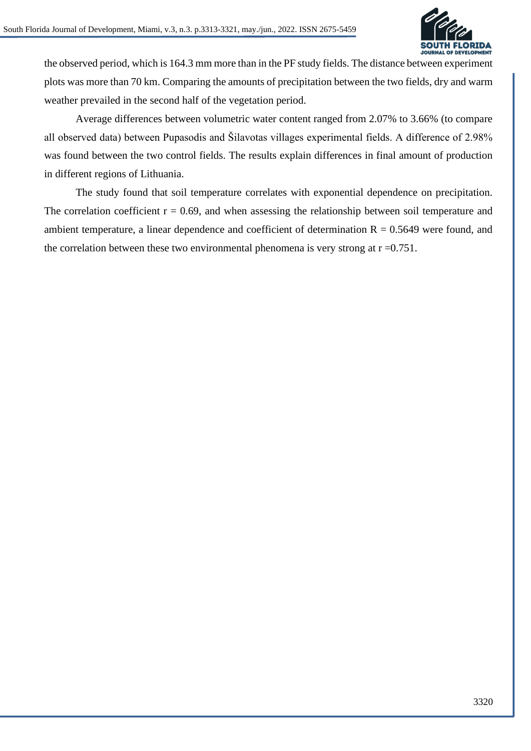the observed period, which is 164.3 mm more than in the PF study fields. The distance between experiment plots was more than 70 km. Comparing the amounts of precipitation between the two fields, dry and warm weather prevailed in the second half of the vegetation period.

Average differences between volumetric water content ranged from 2.07% to 3.66% (to compare all observed data) between Pupasodis and Šilavotas villages experimental fields. A difference of 2.98% was found between the two control fields. The results explain differences in final amount of production in different regions of Lithuania.

The study found that soil temperature correlates with exponential dependence on precipitation. The correlation coefficient $r = 0.69$, and when assessing the relationship between soil temperature and ambient temperature, a linear dependence and coefficient of determination $R = 0.5649$ were found, and the correlation between these two environmental phenomena is very strong at $r = 0.751$.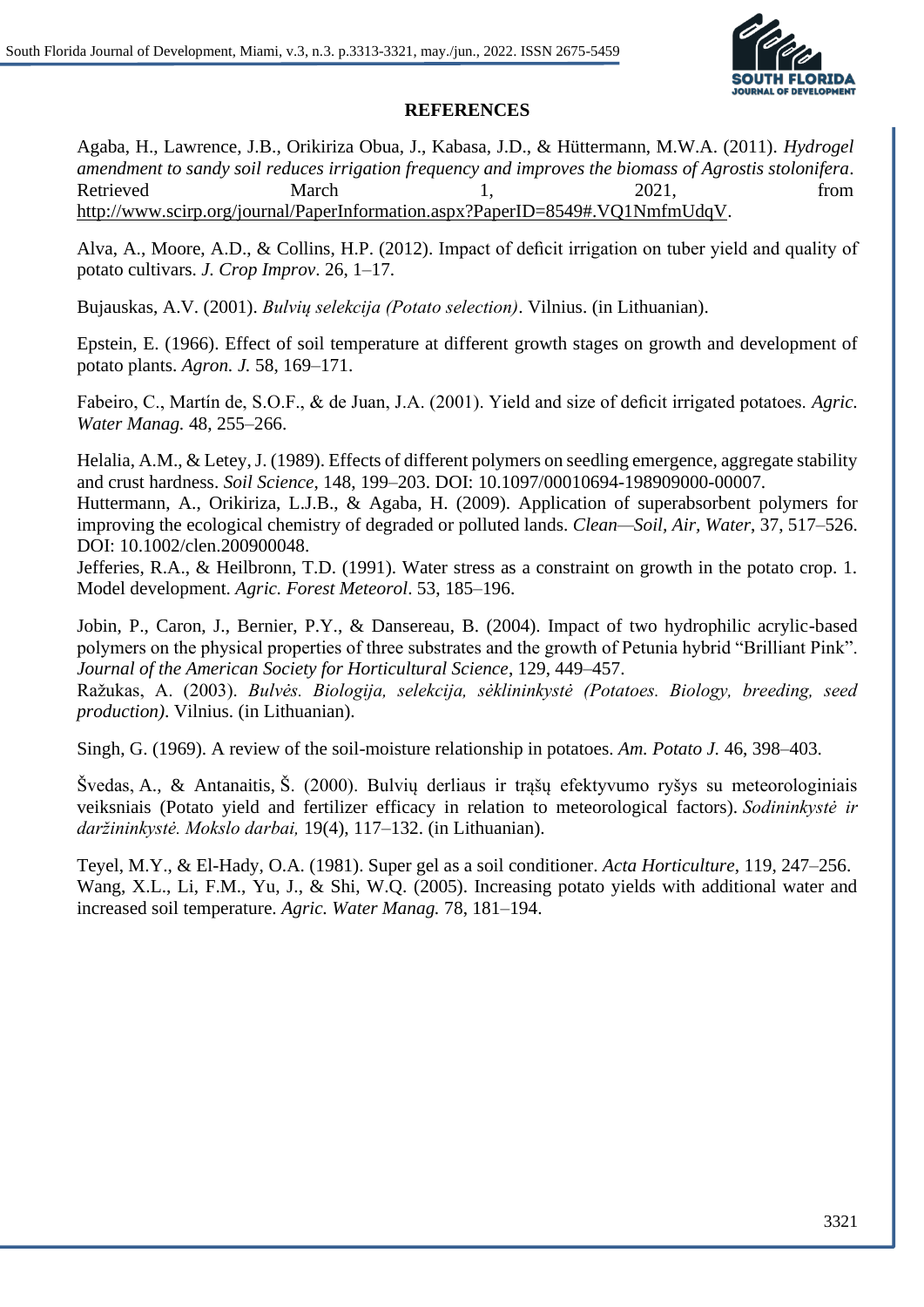## REFERENCES

Agaba, H., Lawrence, J.B., Orikiriza Obua, J., Kabasa, J.D., & Hüttermann, M.W.A. (2011). *Hydrogel amendment to sandy soil reduces irrigation frequency and improves the biomass of Agrostis stolonifera*. Retrieved March 1, 2021, from http://www.scirp.org/journal/PaperInformation.aspx?PaperID=8549#.VQ1NmfmUdqV.

Alva, A., Moore, A.D., & Collins, H.P. (2012). Impact of deficit irrigation on tuber yield and quality of potato cultivars. *J. Crop Improv*. 26, 1–17.

Bujauskas, A.V. (2001). *Bulvių selekcija (Potato selection)*. Vilnius. (in Lithuanian).

Epstein, E. (1966). Effect of soil temperature at different growth stages on growth and development of potato plants. *Agron. J.* 58, 169–171.

Fabeiro, C., Martín de, S.O.F., & de Juan, J.A. (2001). Yield and size of deficit irrigated potatoes. *Agric. Water Manag.* 48, 255–266.

Helalia, A.M., & Letey, J. (1989). Effects of different polymers on seedling emergence, aggregate stability and crust hardness. *Soil Science*, 148, 199–203. DOI: 10.1097/00010694-198909000-00007.

Huttermann, A., Orikiriza, L.J.B., & Agaba, H. (2009). Application of superabsorbent polymers for improving the ecological chemistry of degraded or polluted lands. *Clean—Soil, Air, Water*, 37, 517–526. DOI: 10.1002/clen.200900048.

Jefferies, R.A., & Heilbronn, T.D. (1991). Water stress as a constraint on growth in the potato crop. 1. Model development. *Agric. Forest Meteorol*. 53, 185–196.

Jobin, P., Caron, J., Bernier, P.Y., & Dansereau, B. (2004). Impact of two hydrophilic acrylic-based polymers on the physical properties of three substrates and the growth of Petunia hybrid "Brilliant Pink". *Journal of the American Society for Horticultural Science*, 129, 449–457.

Ražukas, A. (2003). *Bulvės. Biologija, selekcija, sėklininkystė (Potatoes. Biology, breeding, seed production)*. Vilnius. (in Lithuanian).

Singh, G. (1969). A review of the soil-moisture relationship in potatoes. *Am. Potato J.* 46, 398–403.

Švedas, A., & Antanaitis, Š. (2000). Bulvių derliaus ir trąšų efektyvumo ryšys su meteorologiniais veiksniais (Potato yield and fertilizer efficacy in relation to meteorological factors). *Sodininkystė ir daržininkystė. Mokslo darbai,* 19(4), 117–132. (in Lithuanian).

Teyel, M.Y., & El-Hady, O.A. (1981). Super gel as a soil conditioner. *Acta Horticulture*, 119, 247–256.

Wang, X.L., Li, F.M., Yu, J., & Shi, W.Q. (2005). Increasing potato yields with additional water and increased soil temperature. *Agric. Water Manag.* 78, 181–194.